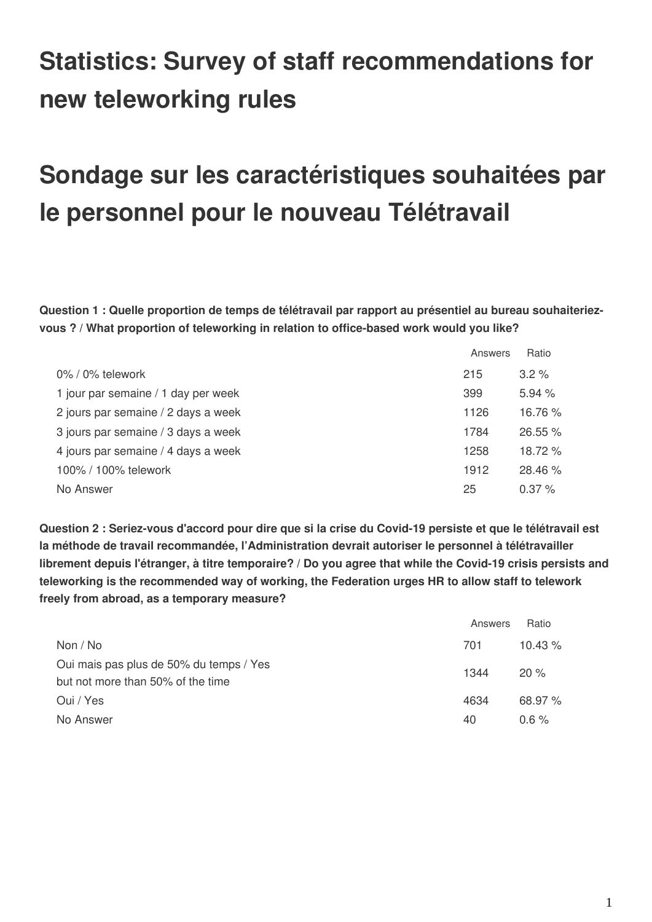# Statistics: Survey of staff recommendations for new teleworking rules

# Sondage sur les caractéristiques souhaitées par le personnel pour le nouveau Télétravail

**Question 1 : Quelle proportion de temps de télétravail par rapport au présentiel au bureau souhaiteriez-vous ? / What proportion of teleworking in relation to office-based work would you like?**

| | Answers | Ratio |
|---|---|---|
| 0% / 0% telework | 215 | 3.2 % |
| 1 jour par semaine / 1 day per week | 399 | 5.94 % |
| 2 jours par semaine / 2 days a week | 1126 | 16.76 % |
| 3 jours par semaine / 3 days a week | 1784 | 26.55 % |
| 4 jours par semaine / 4 days a week | 1258 | 18.72 % |
| 100% / 100% telework | 1912 | 28.46 % |
| No Answer | 25 | 0.37 % |

**Question 2 : Seriez-vous d'accord pour dire que si la crise du Covid-19 persiste et que le télétravail est la méthode de travail recommandée, l'Administration devrait autoriser le personnel à télétravailler librement depuis l'étranger, à titre temporaire? / Do you agree that while the Covid-19 crisis persists and teleworking is the recommended way of working, the Federation urges HR to allow staff to telework freely from abroad, as a temporary measure?**

| | Answers | Ratio |
|---|---|---|
| Non / No | 701 | 10.43 % |
| Oui mais pas plus de 50% du temps / Yes but not more than 50% of the time | 1344 | 20 % |
| Oui / Yes | 4634 | 68.97 % |
| No Answer | 40 | 0.6 % |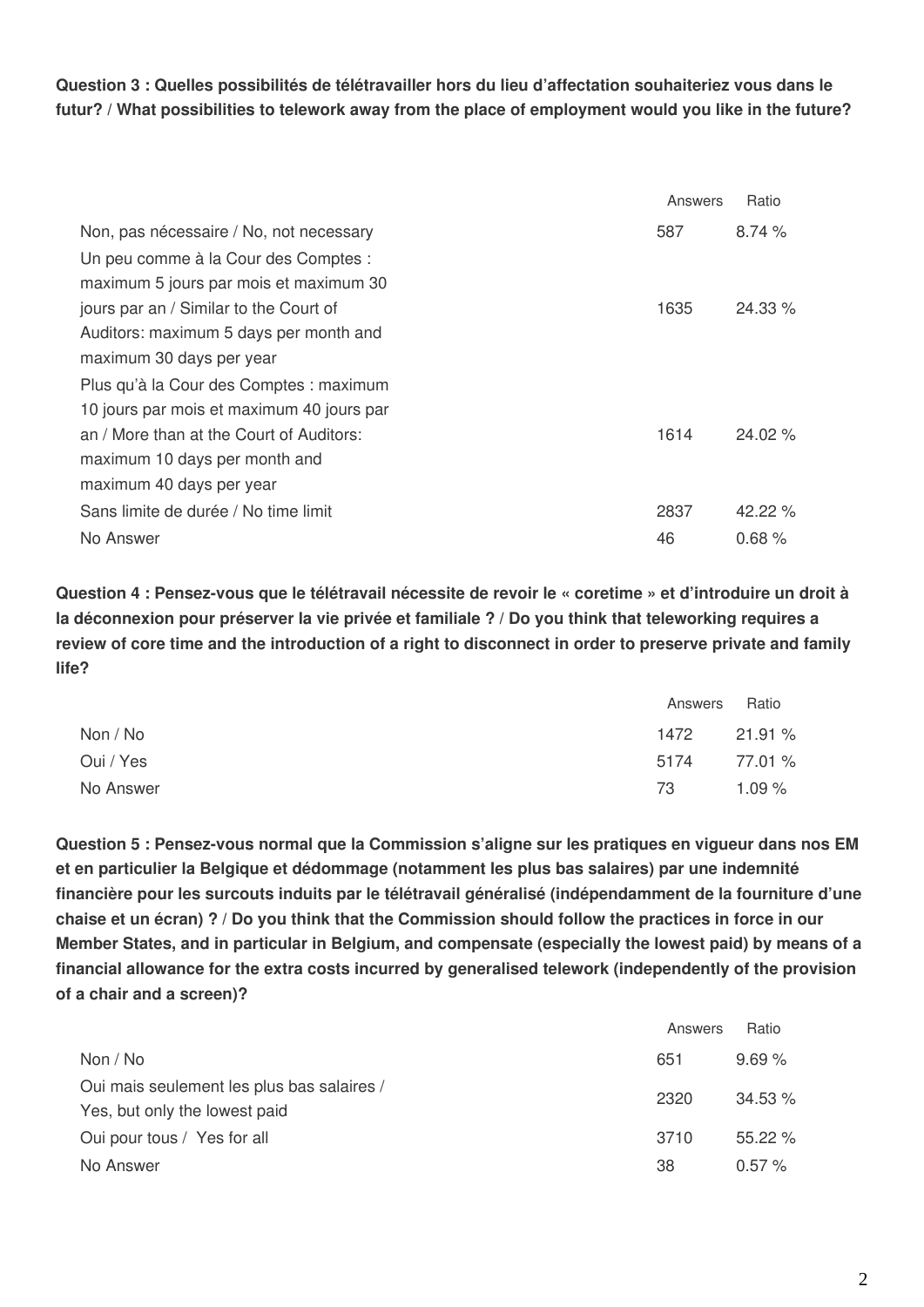**Question 3 : Quelles possibilités de télétravailler hors du lieu d'affectation souhaiteriez vous dans le futur? / What possibilities to telework away from the place of employment would you like in the future?**

| | Answers | Ratio |
|---|---|---|
| Non, pas nécessaire / No, not necessary | 587 | 8.74 % |
| Un peu comme à la Cour des Comptes : maximum 5 jours par mois et maximum 30 jours par an / Similar to the Court of Auditors: maximum 5 days per month and maximum 30 days per year | 1635 | 24.33 % |
| Plus qu'à la Cour des Comptes : maximum 10 jours par mois et maximum 40 jours par an / More than at the Court of Auditors: maximum 10 days per month and maximum 40 days per year | 1614 | 24.02 % |
| Sans limite de durée / No time limit | 2837 | 42.22 % |
| No Answer | 46 | 0.68 % |

**Question 4 : Pensez-vous que le télétravail nécessite de revoir le « coretime » et d'introduire un droit à la déconnexion pour préserver la vie privée et familiale ? / Do you think that teleworking requires a review of core time and the introduction of a right to disconnect in order to preserve private and family life?**

| | Answers | Ratio |
|---|---|---|
| Non / No | 1472 | 21.91 % |
| Oui / Yes | 5174 | 77.01 % |
| No Answer | 73 | 1.09 % |

**Question 5 : Pensez-vous normal que la Commission s'aligne sur les pratiques en vigueur dans nos EM et en particulier la Belgique et dédommage (notamment les plus bas salaires) par une indemnité financière pour les surcouts induits par le télétravail généralisé (indépendamment de la fourniture d'une chaise et un écran) ? / Do you think that the Commission should follow the practices in force in our Member States, and in particular in Belgium, and compensate (especially the lowest paid) by means of a financial allowance for the extra costs incurred by generalised telework (independently of the provision of a chair and a screen)?**

| | Answers | Ratio |
|---|---|---|
| Non / No | 651 | 9.69 % |
| Oui mais seulement les plus bas salaires / Yes, but only the lowest paid | 2320 | 34.53 % |
| Oui pour tous / Yes for all | 3710 | 55.22 % |
| No Answer | 38 | 0.57 % |